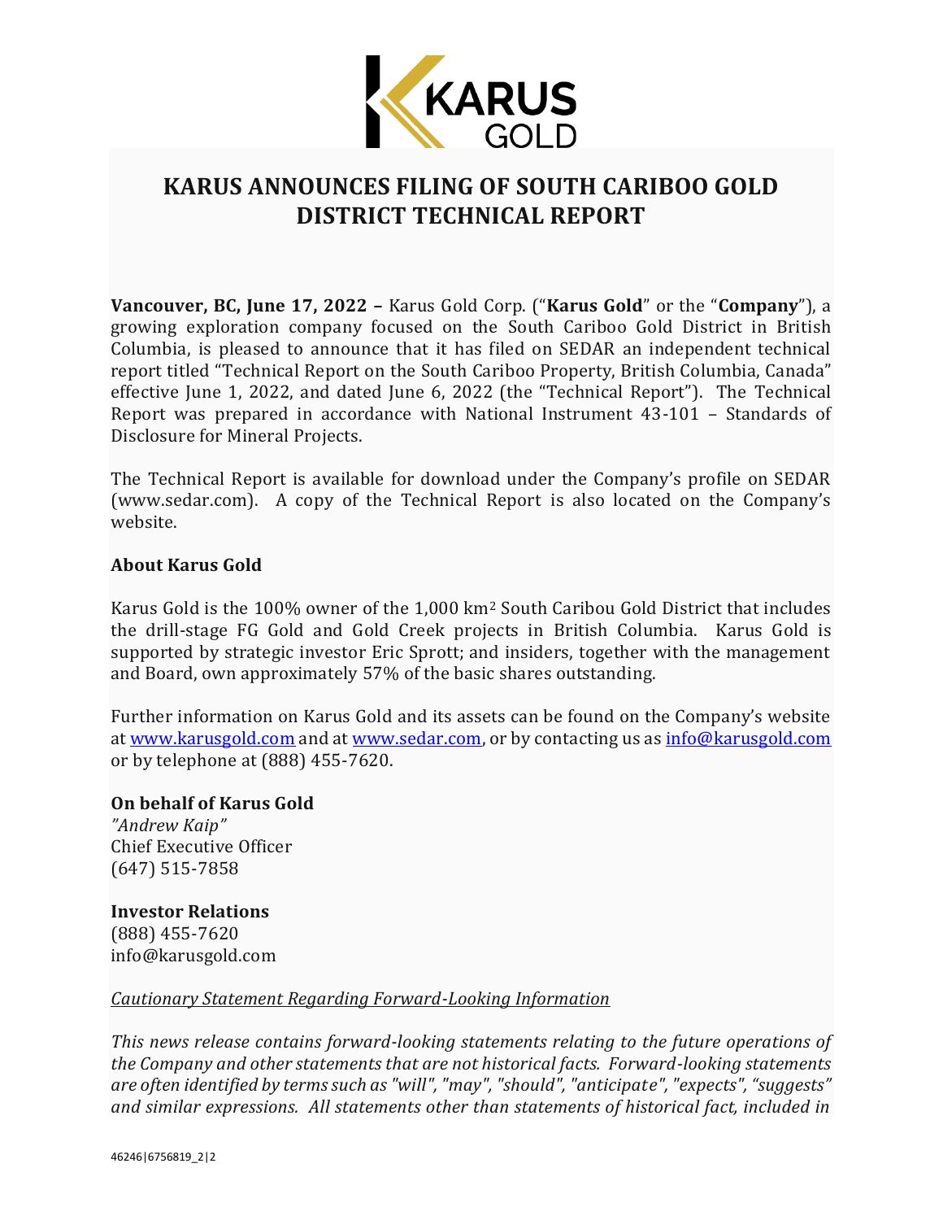# KARUS ANNOUNCES FILING OF SOUTH CARIBOO GOLD DISTRICT TECHNICAL REPORT

**Vancouver, BC, June 17, 2022 –** Karus Gold Corp. ("**Karus Gold**" or the "**Company**"), a growing exploration company focused on the South Cariboo Gold District in British Columbia, is pleased to announce that it has filed on SEDAR an independent technical report titled "Technical Report on the South Cariboo Property, British Columbia, Canada" effective June 1, 2022, and dated June 6, 2022 (the "Technical Report"). The Technical Report was prepared in accordance with National Instrument 43-101 – Standards of Disclosure for Mineral Projects.

The Technical Report is available for download under the Company's profile on SEDAR (www.sedar.com). A copy of the Technical Report is also located on the Company's website.

### About Karus Gold

Karus Gold is the 100% owner of the 1,000 km$^2$ South Caribou Gold District that includes the drill-stage FG Gold and Gold Creek projects in British Columbia. Karus Gold is supported by strategic investor Eric Sprott; and insiders, together with the management and Board, own approximately 57% of the basic shares outstanding.

Further information on Karus Gold and its assets can be found on the Company's website at [www.karusgold.com](www.karusgold.com) and at [www.sedar.com](www.sedar.com), or by contacting us as [info@karusgold.com](mailto:info@karusgold.com) or by telephone at (888) 455-7620.

**On behalf of Karus Gold**
*"Andrew Kaip"*
Chief Executive Officer
(647) 515-7858

**Investor Relations**
(888) 455-7620
info@karusgold.com

*Cautionary Statement Regarding Forward-Looking Information*

*This news release contains forward-looking statements relating to the future operations of the Company and other statements that are not historical facts. Forward-looking statements are often identified by terms such as "will", "may", "should", "anticipate", "expects", "suggests" and similar expressions. All statements other than statements of historical fact, included in*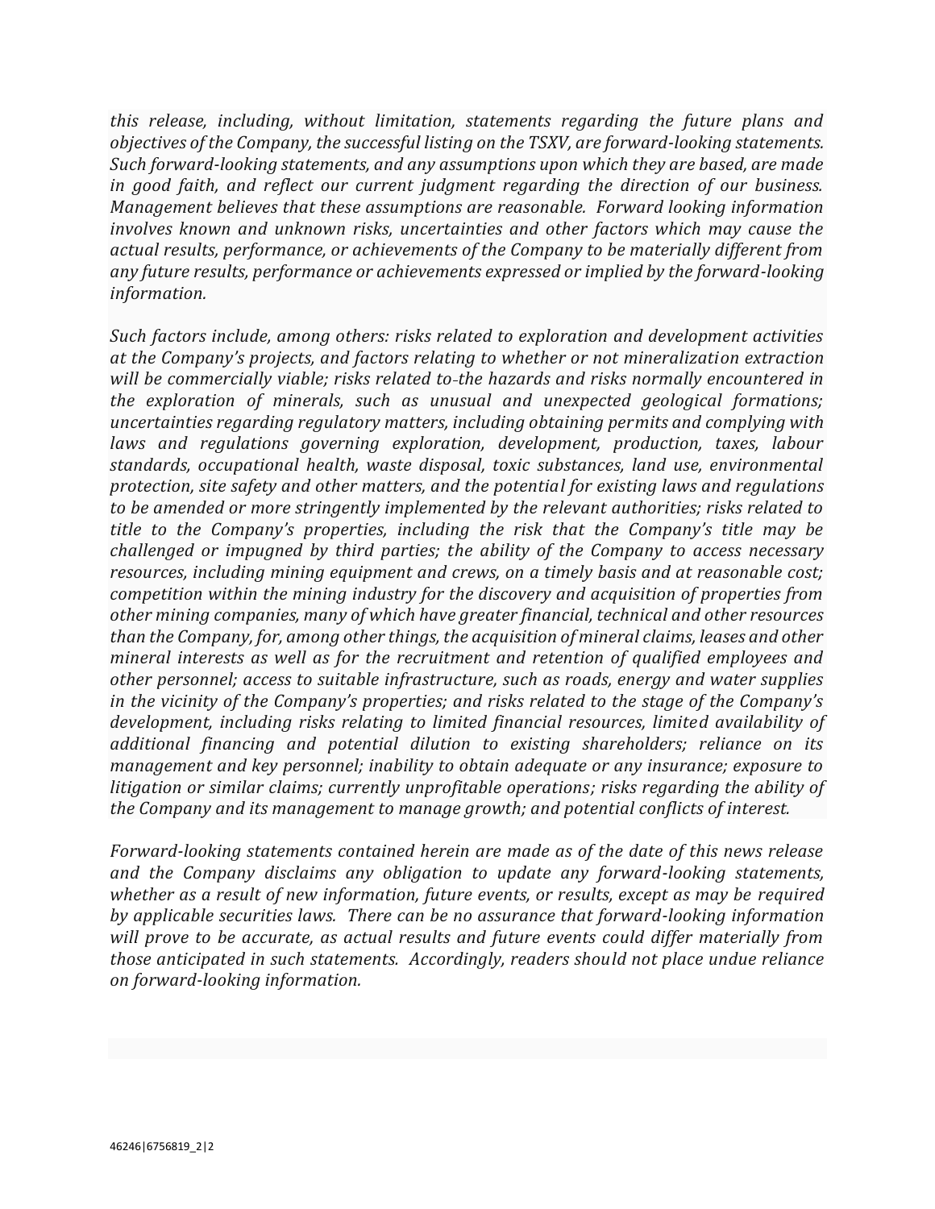*this release, including, without limitation, statements regarding the future plans and objectives of the Company, the successful listing on the TSXV, are forward-looking statements. Such forward-looking statements, and any assumptions upon which they are based, are made in good faith, and reflect our current judgment regarding the direction of our business. Management believes that these assumptions are reasonable. Forward looking information involves known and unknown risks, uncertainties and other factors which may cause the actual results, performance, or achievements of the Company to be materially different from any future results, performance or achievements expressed or implied by the forward-looking information.*

*Such factors include, among others: risks related to exploration and development activities at the Company's projects, and factors relating to whether or not mineralization extraction will be commercially viable; risks related to the hazards and risks normally encountered in the exploration of minerals, such as unusual and unexpected geological formations; uncertainties regarding regulatory matters, including obtaining permits and complying with laws and regulations governing exploration, development, production, taxes, labour standards, occupational health, waste disposal, toxic substances, land use, environmental protection, site safety and other matters, and the potential for existing laws and regulations to be amended or more stringently implemented by the relevant authorities; risks related to title to the Company's properties, including the risk that the Company's title may be challenged or impugned by third parties; the ability of the Company to access necessary resources, including mining equipment and crews, on a timely basis and at reasonable cost; competition within the mining industry for the discovery and acquisition of properties from other mining companies, many of which have greater financial, technical and other resources than the Company, for, among other things, the acquisition of mineral claims, leases and other mineral interests as well as for the recruitment and retention of qualified employees and other personnel; access to suitable infrastructure, such as roads, energy and water supplies in the vicinity of the Company's properties; and risks related to the stage of the Company's development, including risks relating to limited financial resources, limited availability of additional financing and potential dilution to existing shareholders; reliance on its management and key personnel; inability to obtain adequate or any insurance; exposure to litigation or similar claims; currently unprofitable operations; risks regarding the ability of the Company and its management to manage growth; and potential conflicts of interest.*

*Forward-looking statements contained herein are made as of the date of this news release and the Company disclaims any obligation to update any forward-looking statements, whether as a result of new information, future events, or results, except as may be required by applicable securities laws. There can be no assurance that forward-looking information will prove to be accurate, as actual results and future events could differ materially from those anticipated in such statements. Accordingly, readers should not place undue reliance on forward-looking information.*

46246|6756819_2|2